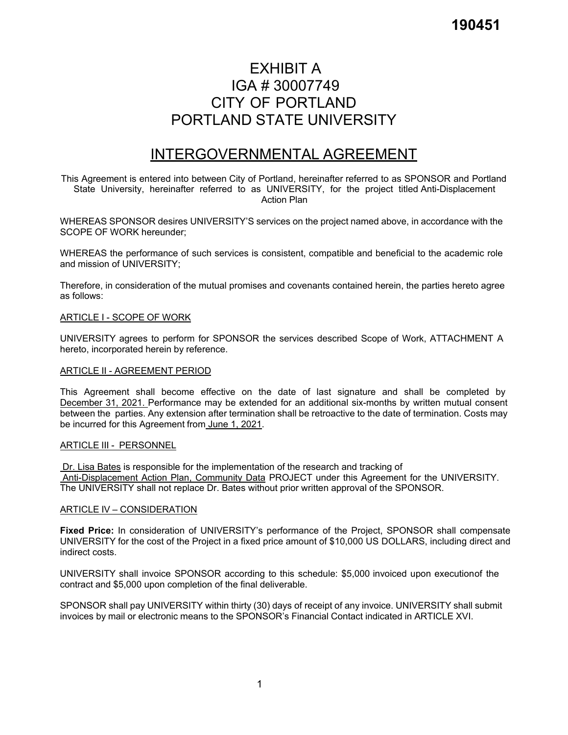190451

# EXHIBIT A
# IGA # 30007749
# CITY OF PORTLAND
# PORTLAND STATE UNIVERSITY

## INTERGOVERNMENTAL AGREEMENT

This Agreement is entered into between City of Portland, hereinafter referred to as SPONSOR and Portland State University, hereinafter referred to as UNIVERSITY, for the project titled Anti-Displacement Action Plan

WHEREAS SPONSOR desires UNIVERSITY'S services on the project named above, in accordance with the SCOPE OF WORK hereunder;

WHEREAS the performance of such services is consistent, compatible and beneficial to the academic role and mission of UNIVERSITY;

Therefore, in consideration of the mutual promises and covenants contained herein, the parties hereto agree as follows:

### ARTICLE I - SCOPE OF WORK

UNIVERSITY agrees to perform for SPONSOR the services described Scope of Work, ATTACHMENT A hereto, incorporated herein by reference.

### ARTICLE II - AGREEMENT PERIOD

This Agreement shall become effective on the date of last signature and shall be completed by December 31, 2021. Performance may be extended for an additional six-months by written mutual consent between the parties. Any extension after termination shall be retroactive to the date of termination. Costs may be incurred for this Agreement from June 1, 2021.

### ARTICLE III - PERSONNEL

Dr. Lisa Bates is responsible for the implementation of the research and tracking of Anti-Displacement Action Plan, Community Data PROJECT under this Agreement for the UNIVERSITY. The UNIVERSITY shall not replace Dr. Bates without prior written approval of the SPONSOR.

### ARTICLE IV – CONSIDERATION

**Fixed Price:** In consideration of UNIVERSITY's performance of the Project, SPONSOR shall compensate UNIVERSITY for the cost of the Project in a fixed price amount of $10,000 US DOLLARS, including direct and indirect costs.

UNIVERSITY shall invoice SPONSOR according to this schedule: $5,000 invoiced upon executionof the contract and $5,000 upon completion of the final deliverable.

SPONSOR shall pay UNIVERSITY within thirty (30) days of receipt of any invoice. UNIVERSITY shall submit invoices by mail or electronic means to the SPONSOR's Financial Contact indicated in ARTICLE XVI.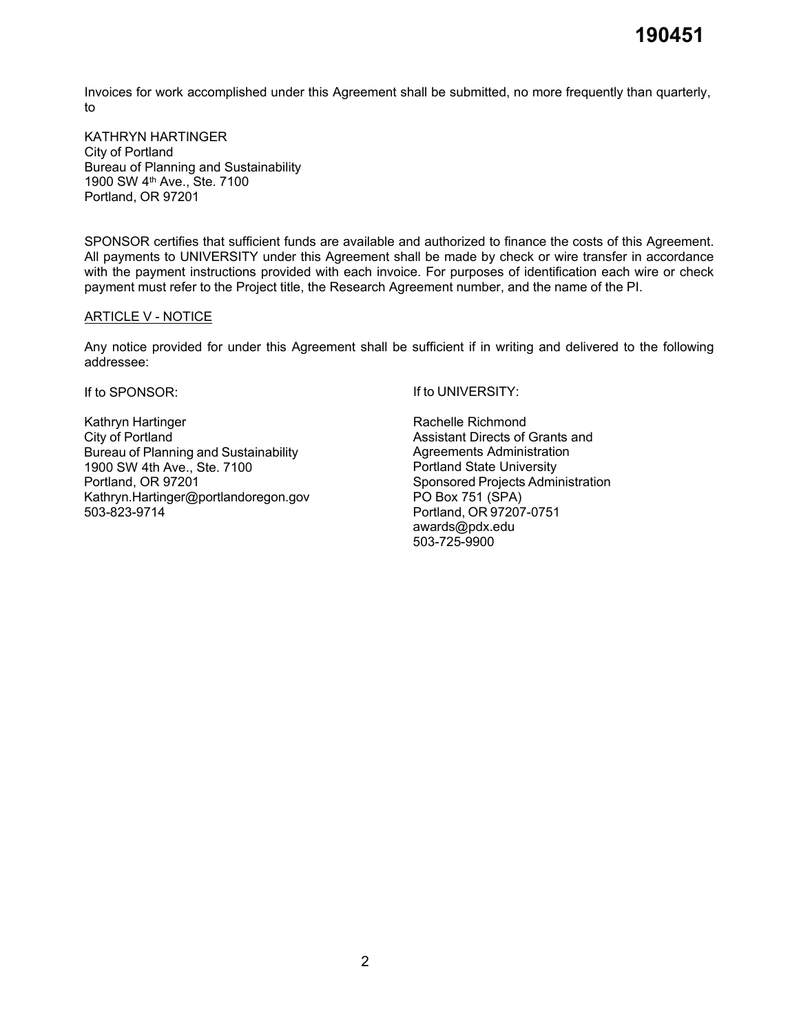Invoices for work accomplished under this Agreement shall be submitted, no more frequently than quarterly, to

KATHRYN HARTINGER
City of Portland
Bureau of Planning and Sustainability
1900 SW 4th Ave., Ste. 7100
Portland, OR 97201

SPONSOR certifies that sufficient funds are available and authorized to finance the costs of this Agreement. All payments to UNIVERSITY under this Agreement shall be made by check or wire transfer in accordance with the payment instructions provided with each invoice. For purposes of identification each wire or check payment must refer to the Project title, the Research Agreement number, and the name of the PI.

ARTICLE V - NOTICE

Any notice provided for under this Agreement shall be sufficient if in writing and delivered to the following addressee:

If to SPONSOR:

Kathryn Hartinger
City of Portland
Bureau of Planning and Sustainability
1900 SW 4th Ave., Ste. 7100
Portland, OR 97201
Kathryn.Hartinger@portlandoregon.gov
503-823-9714

If to UNIVERSITY:

Rachelle Richmond
Assistant Directs of Grants and Agreements Administration
Portland State University
Sponsored Projects Administration
PO Box 751 (SPA)
Portland, OR 97207-0751
awards@pdx.edu
503-725-9900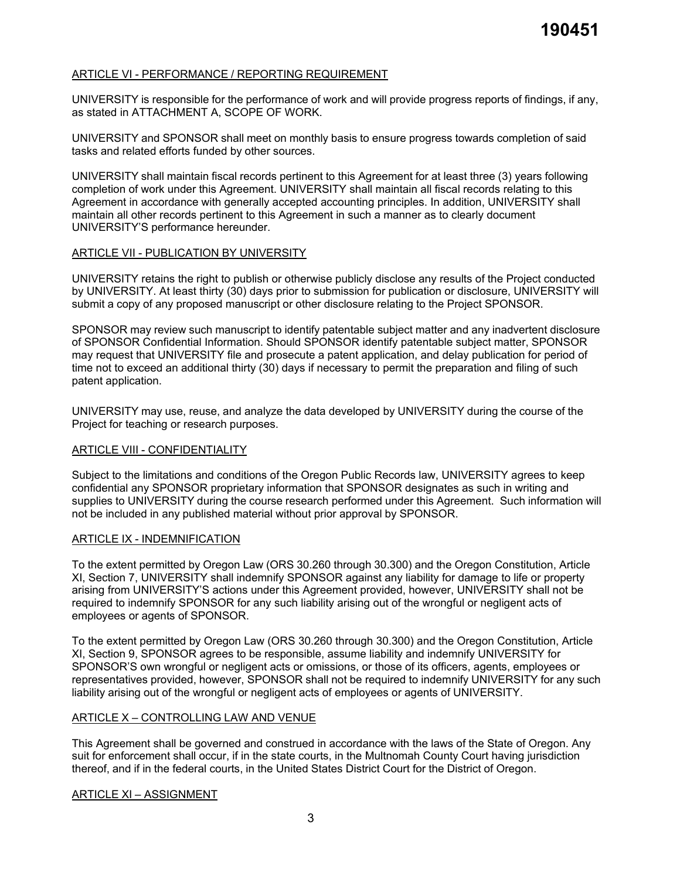ARTICLE VI - PERFORMANCE / REPORTING REQUIREMENT

UNIVERSITY is responsible for the performance of work and will provide progress reports of findings, if any, as stated in ATTACHMENT A, SCOPE OF WORK.

UNIVERSITY and SPONSOR shall meet on monthly basis to ensure progress towards completion of said tasks and related efforts funded by other sources.

UNIVERSITY shall maintain fiscal records pertinent to this Agreement for at least three (3) years following completion of work under this Agreement. UNIVERSITY shall maintain all fiscal records relating to this Agreement in accordance with generally accepted accounting principles. In addition, UNIVERSITY shall maintain all other records pertinent to this Agreement in such a manner as to clearly document UNIVERSITY'S performance hereunder.

ARTICLE VII - PUBLICATION BY UNIVERSITY

UNIVERSITY retains the right to publish or otherwise publicly disclose any results of the Project conducted by UNIVERSITY. At least thirty (30) days prior to submission for publication or disclosure, UNIVERSITY will submit a copy of any proposed manuscript or other disclosure relating to the Project SPONSOR.

SPONSOR may review such manuscript to identify patentable subject matter and any inadvertent disclosure of SPONSOR Confidential Information. Should SPONSOR identify patentable subject matter, SPONSOR may request that UNIVERSITY file and prosecute a patent application, and delay publication for period of time not to exceed an additional thirty (30) days if necessary to permit the preparation and filing of such patent application.

UNIVERSITY may use, reuse, and analyze the data developed by UNIVERSITY during the course of the Project for teaching or research purposes.

ARTICLE VIII - CONFIDENTIALITY

Subject to the limitations and conditions of the Oregon Public Records law, UNIVERSITY agrees to keep confidential any SPONSOR proprietary information that SPONSOR designates as such in writing and supplies to UNIVERSITY during the course research performed under this Agreement. Such information will not be included in any published material without prior approval by SPONSOR.

ARTICLE IX - INDEMNIFICATION

To the extent permitted by Oregon Law (ORS 30.260 through 30.300) and the Oregon Constitution, Article XI, Section 7, UNIVERSITY shall indemnify SPONSOR against any liability for damage to life or property arising from UNIVERSITY'S actions under this Agreement provided, however, UNIVERSITY shall not be required to indemnify SPONSOR for any such liability arising out of the wrongful or negligent acts of employees or agents of SPONSOR.

To the extent permitted by Oregon Law (ORS 30.260 through 30.300) and the Oregon Constitution, Article XI, Section 9, SPONSOR agrees to be responsible, assume liability and indemnify UNIVERSITY for SPONSOR'S own wrongful or negligent acts or omissions, or those of its officers, agents, employees or representatives provided, however, SPONSOR shall not be required to indemnify UNIVERSITY for any such liability arising out of the wrongful or negligent acts of employees or agents of UNIVERSITY.

ARTICLE X – CONTROLLING LAW AND VENUE

This Agreement shall be governed and construed in accordance with the laws of the State of Oregon. Any suit for enforcement shall occur, if in the state courts, in the Multnomah County Court having jurisdiction thereof, and if in the federal courts, in the United States District Court for the District of Oregon.

ARTICLE XI – ASSIGNMENT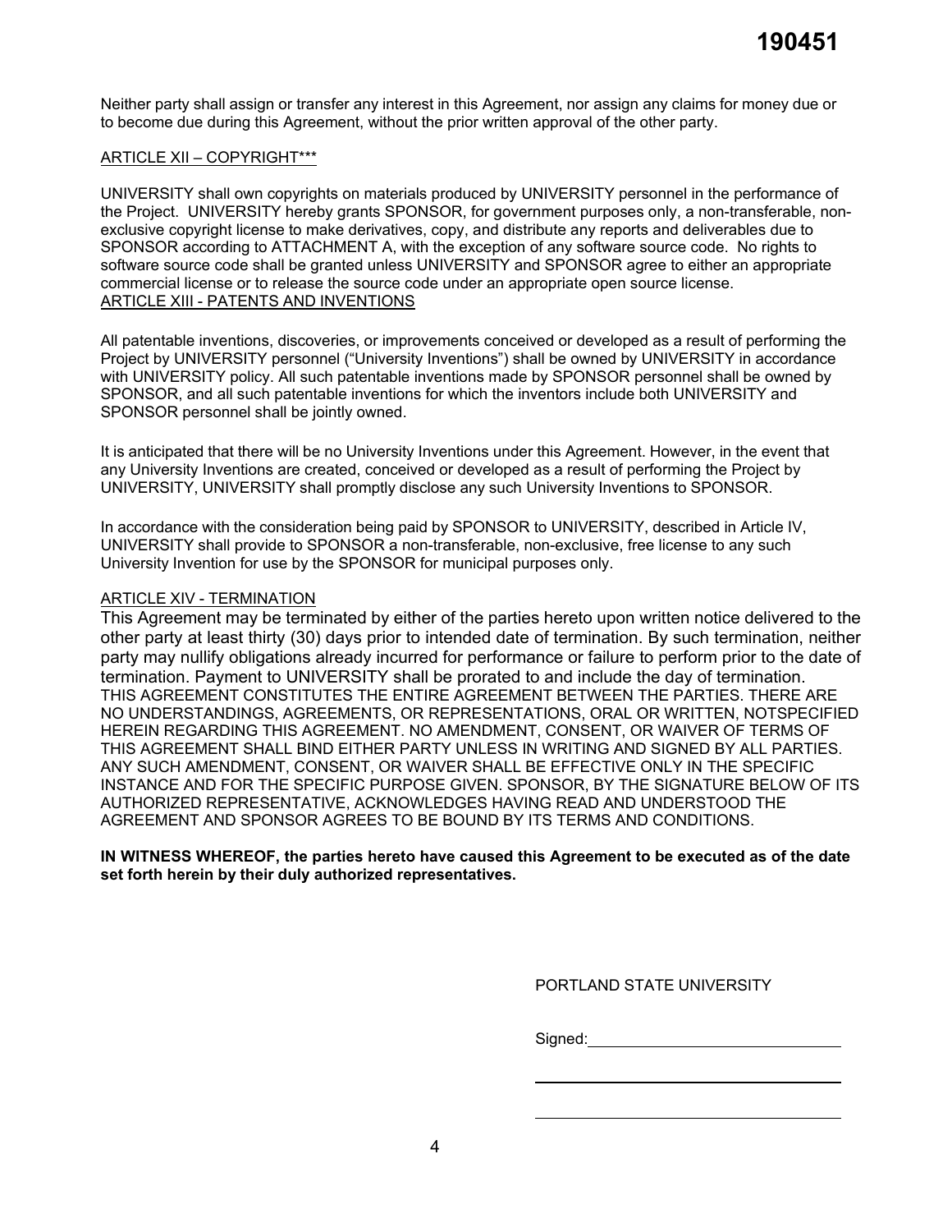Neither party shall assign or transfer any interest in this Agreement, nor assign any claims for money due or to become due during this Agreement, without the prior written approval of the other party.

ARTICLE XII – COPYRIGHT***

UNIVERSITY shall own copyrights on materials produced by UNIVERSITY personnel in the performance of the Project. UNIVERSITY hereby grants SPONSOR, for government purposes only, a non-transferable, non-exclusive copyright license to make derivatives, copy, and distribute any reports and deliverables due to SPONSOR according to ATTACHMENT A, with the exception of any software source code. No rights to software source code shall be granted unless UNIVERSITY and SPONSOR agree to either an appropriate commercial license or to release the source code under an appropriate open source license.

ARTICLE XIII - PATENTS AND INVENTIONS

All patentable inventions, discoveries, or improvements conceived or developed as a result of performing the Project by UNIVERSITY personnel ("University Inventions") shall be owned by UNIVERSITY in accordance with UNIVERSITY policy. All such patentable inventions made by SPONSOR personnel shall be owned by SPONSOR, and all such patentable inventions for which the inventors include both UNIVERSITY and SPONSOR personnel shall be jointly owned.

It is anticipated that there will be no University Inventions under this Agreement. However, in the event that any University Inventions are created, conceived or developed as a result of performing the Project by UNIVERSITY, UNIVERSITY shall promptly disclose any such University Inventions to SPONSOR.

In accordance with the consideration being paid by SPONSOR to UNIVERSITY, described in Article IV, UNIVERSITY shall provide to SPONSOR a non-transferable, non-exclusive, free license to any such University Invention for use by the SPONSOR for municipal purposes only.

ARTICLE XIV - TERMINATION

This Agreement may be terminated by either of the parties hereto upon written notice delivered to the other party at least thirty (30) days prior to intended date of termination. By such termination, neither party may nullify obligations already incurred for performance or failure to perform prior to the date of termination. Payment to UNIVERSITY shall be prorated to and include the day of termination.

THIS AGREEMENT CONSTITUTES THE ENTIRE AGREEMENT BETWEEN THE PARTIES. THERE ARE NO UNDERSTANDINGS, AGREEMENTS, OR REPRESENTATIONS, ORAL OR WRITTEN, NOTSPECIFIED HEREIN REGARDING THIS AGREEMENT. NO AMENDMENT, CONSENT, OR WAIVER OF TERMS OF THIS AGREEMENT SHALL BIND EITHER PARTY UNLESS IN WRITING AND SIGNED BY ALL PARTIES. ANY SUCH AMENDMENT, CONSENT, OR WAIVER SHALL BE EFFECTIVE ONLY IN THE SPECIFIC INSTANCE AND FOR THE SPECIFIC PURPOSE GIVEN. SPONSOR, BY THE SIGNATURE BELOW OF ITS AUTHORIZED REPRESENTATIVE, ACKNOWLEDGES HAVING READ AND UNDERSTOOD THE AGREEMENT AND SPONSOR AGREES TO BE BOUND BY ITS TERMS AND CONDITIONS.

**IN WITNESS WHEREOF, the parties hereto have caused this Agreement to be executed as of the date set forth herein by their duly authorized representatives.**

PORTLAND STATE UNIVERSITY

Signed: ______________________________

______________________________

______________________________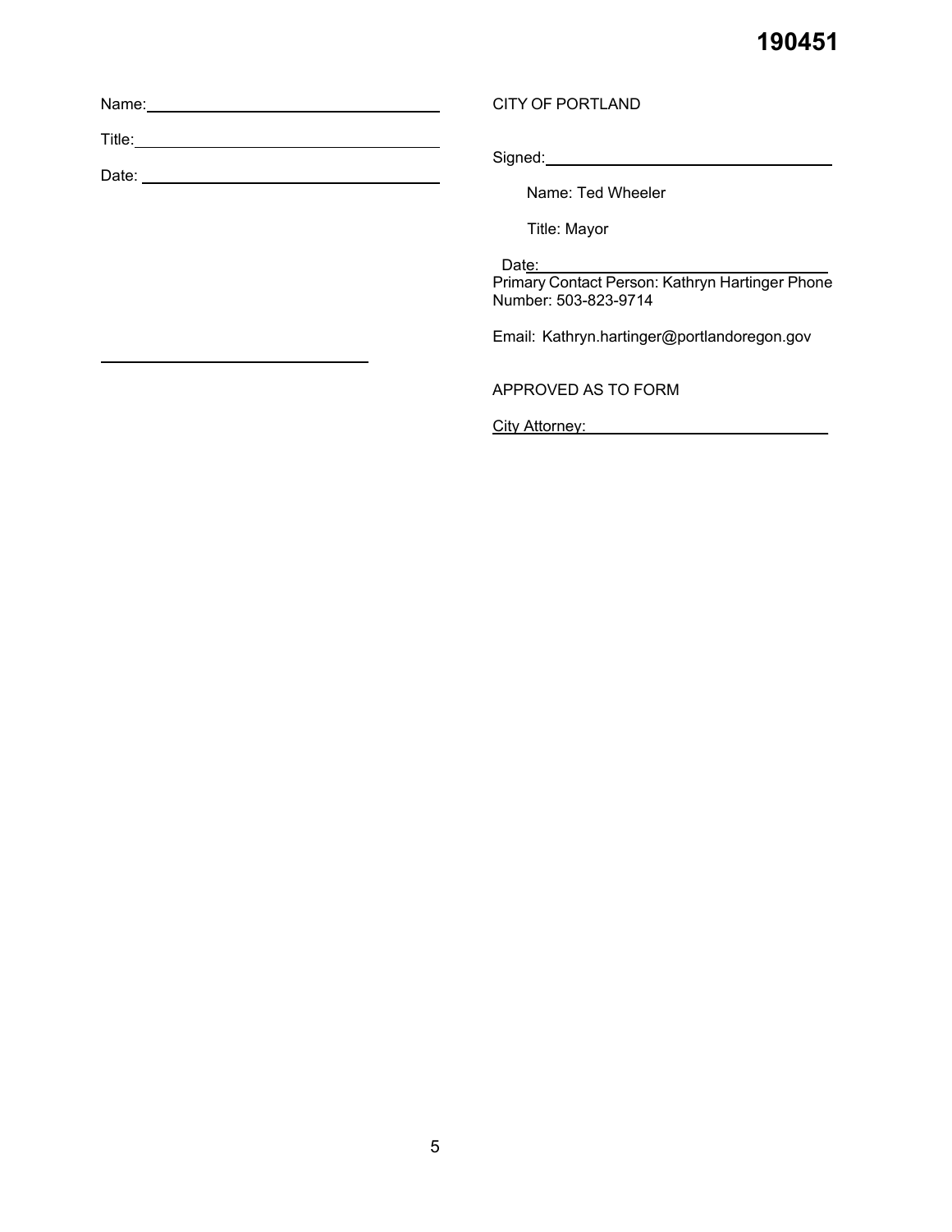190451

Name: ________________________________

Title: ________________________________

Date: ________________________________

________________________________

CITY OF PORTLAND

Signed: ________________________________

Name: Ted Wheeler

Title: Mayor

Date: ________________________________

Primary Contact Person: Kathryn Hartinger Phone Number: 503-823-9714

Email: Kathryn.hartinger@portlandoregon.gov

APPROVED AS TO FORM

City Attorney: ________________________________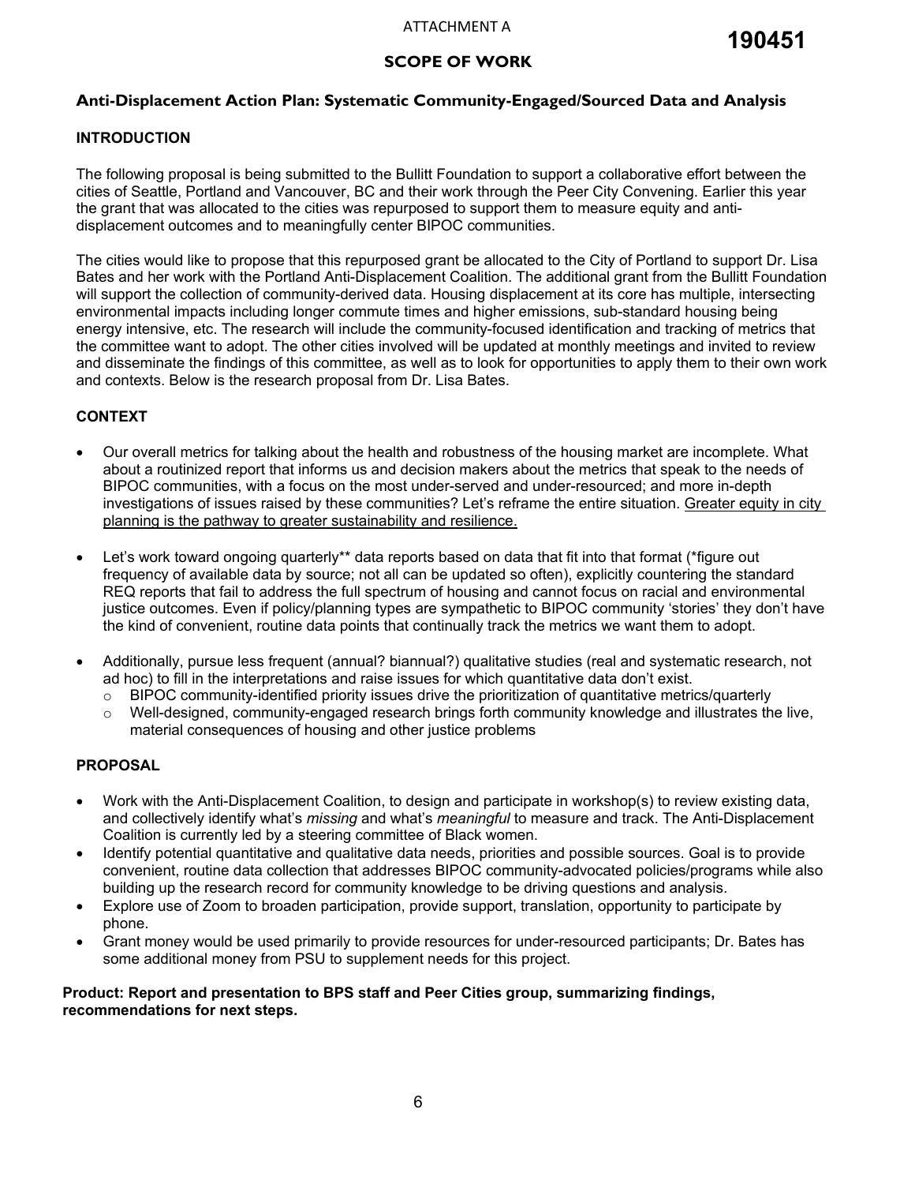ATTACHMENT A

**190451**

## SCOPE OF WORK

### Anti-Displacement Action Plan: Systematic Community-Engaged/Sourced Data and Analysis

#### INTRODUCTION

The following proposal is being submitted to the Bullitt Foundation to support a collaborative effort between the cities of Seattle, Portland and Vancouver, BC and their work through the Peer City Convening. Earlier this year the grant that was allocated to the cities was repurposed to support them to measure equity and anti-displacement outcomes and to meaningfully center BIPOC communities.

The cities would like to propose that this repurposed grant be allocated to the City of Portland to support Dr. Lisa Bates and her work with the Portland Anti-Displacement Coalition. The additional grant from the Bullitt Foundation will support the collection of community-derived data. Housing displacement at its core has multiple, intersecting environmental impacts including longer commute times and higher emissions, sub-standard housing being energy intensive, etc. The research will include the community-focused identification and tracking of metrics that the committee want to adopt. The other cities involved will be updated at monthly meetings and invited to review and disseminate the findings of this committee, as well as to look for opportunities to apply them to their own work and contexts. Below is the research proposal from Dr. Lisa Bates.

#### CONTEXT

- Our overall metrics for talking about the health and robustness of the housing market are incomplete. What about a routinized report that informs us and decision makers about the metrics that speak to the needs of BIPOC communities, with a focus on the most under-served and under-resourced; and more in-depth investigations of issues raised by these communities? Let's reframe the entire situation. <u>Greater equity in city planning is the pathway to greater sustainability and resilience.</u>
- Let's work toward ongoing quarterly** data reports based on data that fit into that format (*figure out frequency of available data by source; not all can be updated so often), explicitly countering the standard REQ reports that fail to address the full spectrum of housing and cannot focus on racial and environmental justice outcomes. Even if policy/planning types are sympathetic to BIPOC community 'stories' they don't have the kind of convenient, routine data points that continually track the metrics we want them to adopt.
- Additionally, pursue less frequent (annual? biannual?) qualitative studies (real and systematic research, not ad hoc) to fill in the interpretations and raise issues for which quantitative data don't exist.
  - BIPOC community-identified priority issues drive the prioritization of quantitative metrics/quarterly
  - Well-designed, community-engaged research brings forth community knowledge and illustrates the live, material consequences of housing and other justice problems

#### PROPOSAL

- Work with the Anti-Displacement Coalition, to design and participate in workshop(s) to review existing data, and collectively identify what's *missing* and what's *meaningful* to measure and track. The Anti-Displacement Coalition is currently led by a steering committee of Black women.
- Identify potential quantitative and qualitative data needs, priorities and possible sources. Goal is to provide convenient, routine data collection that addresses BIPOC community-advocated policies/programs while also building up the research record for community knowledge to be driving questions and analysis.
- Explore use of Zoom to broaden participation, provide support, translation, opportunity to participate by phone.
- Grant money would be used primarily to provide resources for under-resourced participants; Dr. Bates has some additional money from PSU to supplement needs for this project.

**Product: Report and presentation to BPS staff and Peer Cities group, summarizing findings, recommendations for next steps.**